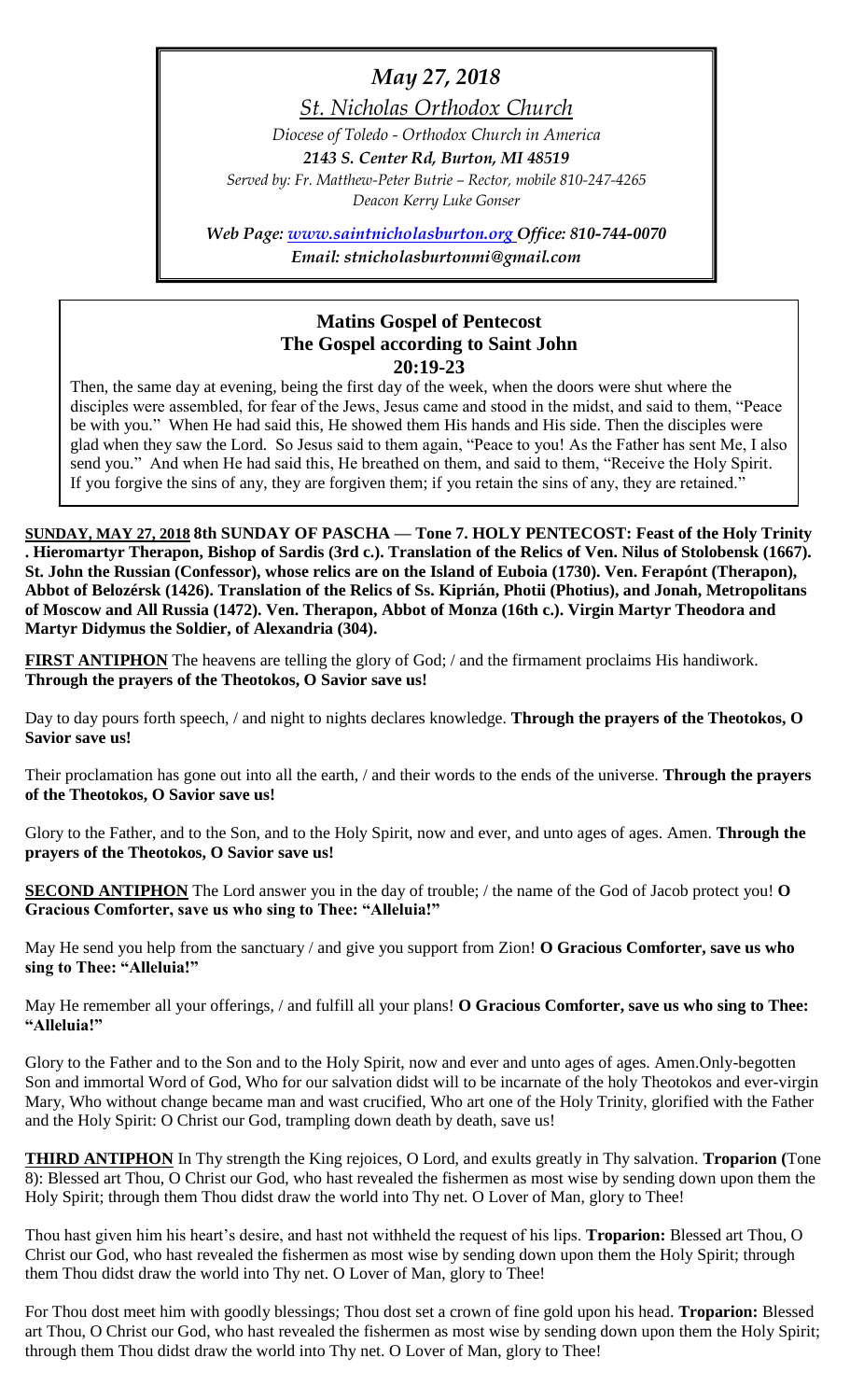# *May 27, 2018*

*St. Nicholas Orthodox Church*

*Diocese of Toledo - Orthodox Church in America*

***2143 S. Center Rd, Burton, MI 48519***

*Served by: Fr. Matthew-Peter Butrie – Rector, mobile 810-247-4265*

*Deacon Kerry Luke Gonser*

***Web Page: www.saintnicholasburton.org Office: 810-744-0070***

***Email: stnicholasburtonmi@gmail.com***

## Matins Gospel of Pentecost
## The Gospel according to Saint John
## 20:19-23

Then, the same day at evening, being the first day of the week, when the doors were shut where the disciples were assembled, for fear of the Jews, Jesus came and stood in the midst, and said to them, "Peace be with you." When He had said this, He showed them His hands and His side. Then the disciples were glad when they saw the Lord. So Jesus said to them again, "Peace to you! As the Father has sent Me, I also send you." And when He had said this, He breathed on them, and said to them, "Receive the Holy Spirit. If you forgive the sins of any, they are forgiven them; if you retain the sins of any, they are retained."

**SUNDAY, MAY 27, 2018 8th SUNDAY OF PASCHA — Tone 7. HOLY PENTECOST: Feast of the Holy Trinity . Hieromartyr Therapon, Bishop of Sardis (3rd c.). Translation of the Relics of Ven. Nilus of Stolobensk (1667). St. John the Russian (Confessor), whose relics are on the Island of Euboia (1730). Ven. Ferapónt (Therapon), Abbot of Belozérsk (1426). Translation of the Relics of Ss. Kiprián, Photii (Photius), and Jonah, Metropolitans of Moscow and All Russia (1472). Ven. Therapon, Abbot of Monza (16th c.). Virgin Martyr Theodora and Martyr Didymus the Soldier, of Alexandria (304).**

**FIRST ANTIPHON** The heavens are telling the glory of God; / and the firmament proclaims His handiwork. **Through the prayers of the Theotokos, O Savior save us!**

Day to day pours forth speech, / and night to nights declares knowledge. **Through the prayers of the Theotokos, O Savior save us!**

Their proclamation has gone out into all the earth, / and their words to the ends of the universe. **Through the prayers of the Theotokos, O Savior save us!**

Glory to the Father, and to the Son, and to the Holy Spirit, now and ever, and unto ages of ages. Amen. **Through the prayers of the Theotokos, O Savior save us!**

**SECOND ANTIPHON** The Lord answer you in the day of trouble; / the name of the God of Jacob protect you! **O Gracious Comforter, save us who sing to Thee: "Alleluia!"**

May He send you help from the sanctuary / and give you support from Zion! **O Gracious Comforter, save us who sing to Thee: "Alleluia!"**

May He remember all your offerings, / and fulfill all your plans! **O Gracious Comforter, save us who sing to Thee: "Alleluia!"**

Glory to the Father and to the Son and to the Holy Spirit, now and ever and unto ages of ages. Amen.Only-begotten Son and immortal Word of God, Who for our salvation didst will to be incarnate of the holy Theotokos and ever-virgin Mary, Who without change became man and wast crucified, Who art one of the Holy Trinity, glorified with the Father and the Holy Spirit: O Christ our God, trampling down death by death, save us!

**THIRD ANTIPHON** In Thy strength the King rejoices, O Lord, and exults greatly in Thy salvation. **Troparion (**Tone 8): Blessed art Thou, O Christ our God, who hast revealed the fishermen as most wise by sending down upon them the Holy Spirit; through them Thou didst draw the world into Thy net. O Lover of Man, glory to Thee!

Thou hast given him his heart's desire, and hast not withheld the request of his lips. **Troparion:** Blessed art Thou, O Christ our God, who hast revealed the fishermen as most wise by sending down upon them the Holy Spirit; through them Thou didst draw the world into Thy net. O Lover of Man, glory to Thee!

For Thou dost meet him with goodly blessings; Thou dost set a crown of fine gold upon his head. **Troparion:** Blessed art Thou, O Christ our God, who hast revealed the fishermen as most wise by sending down upon them the Holy Spirit; through them Thou didst draw the world into Thy net. O Lover of Man, glory to Thee!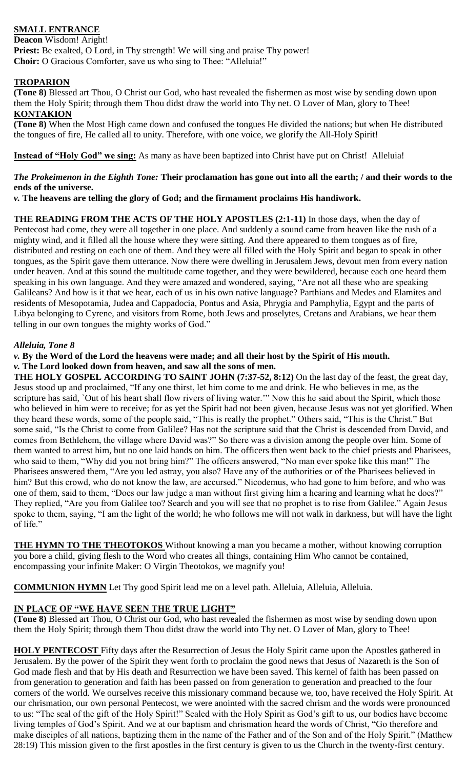**SMALL ENTRANCE**

**Deacon** Wisdom! Aright!
**Priest:** Be exalted, O Lord, in Thy strength! We will sing and praise Thy power!
**Choir:** O Gracious Comforter, save us who sing to Thee: "Alleluia!"

**TROPARION**

**(Tone 8)** Blessed art Thou, O Christ our God, who hast revealed the fishermen as most wise by sending down upon them the Holy Spirit; through them Thou didst draw the world into Thy net. O Lover of Man, glory to Thee!

**KONTAKION**

**(Tone 8)** When the Most High came down and confused the tongues He divided the nations; but when He distributed the tongues of fire, He called all to unity. Therefore, with one voice, we glorify the All-Holy Spirit!

**Instead of "Holy God" we sing:** As many as have been baptized into Christ have put on Christ! Alleluia!

***The Prokeimenon in the Eighth Tone:*** **Their proclamation has gone out into all the earth; / and their words to the ends of the universe.**

*v.* **The heavens are telling the glory of God; and the firmament proclaims His handiwork.**

**THE READING FROM THE ACTS OF THE HOLY APOSTLES (2:1-11)** In those days, when the day of Pentecost had come, they were all together in one place. And suddenly a sound came from heaven like the rush of a mighty wind, and it filled all the house where they were sitting. And there appeared to them tongues as of fire, distributed and resting on each one of them. And they were all filled with the Holy Spirit and began to speak in other tongues, as the Spirit gave them utterance. Now there were dwelling in Jerusalem Jews, devout men from every nation under heaven. And at this sound the multitude came together, and they were bewildered, because each one heard them speaking in his own language. And they were amazed and wondered, saying, "Are not all these who are speaking Galileans? And how is it that we hear, each of us in his own native language? Parthians and Medes and Elamites and residents of Mesopotamia, Judea and Cappadocia, Pontus and Asia, Phrygia and Pamphylia, Egypt and the parts of Libya belonging to Cyrene, and visitors from Rome, both Jews and proselytes, Cretans and Arabians, we hear them telling in our own tongues the mighty works of God."

***Alleluia, Tone 8***

*v.* **By the Word of the Lord the heavens were made; and all their host by the Spirit of His mouth.**
*v.* **The Lord looked down from heaven, and saw all the sons of men.**

**THE HOLY GOSPEL ACCORDING TO SAINT JOHN (7:37-52, 8:12)** On the last day of the feast, the great day, Jesus stood up and proclaimed, "If any one thirst, let him come to me and drink. He who believes in me, as the scripture has said, `Out of his heart shall flow rivers of living water.'" Now this he said about the Spirit, which those who believed in him were to receive; for as yet the Spirit had not been given, because Jesus was not yet glorified. When they heard these words, some of the people said, "This is really the prophet." Others said, "This is the Christ." But some said, "Is the Christ to come from Galilee? Has not the scripture said that the Christ is descended from David, and comes from Bethlehem, the village where David was?" So there was a division among the people over him. Some of them wanted to arrest him, but no one laid hands on him. The officers then went back to the chief priests and Pharisees, who said to them, "Why did you not bring him?" The officers answered, "No man ever spoke like this man!" The Pharisees answered them, "Are you led astray, you also? Have any of the authorities or of the Pharisees believed in him? But this crowd, who do not know the law, are accursed." Nicodemus, who had gone to him before, and who was one of them, said to them, "Does our law judge a man without first giving him a hearing and learning what he does?" They replied, "Are you from Galilee too? Search and you will see that no prophet is to rise from Galilee." Again Jesus spoke to them, saying, "I am the light of the world; he who follows me will not walk in darkness, but will have the light of life."

**THE HYMN TO THE THEOTOKOS** Without knowing a man you became a mother, without knowing corruption you bore a child, giving flesh to the Word who creates all things, containing Him Who cannot be contained, encompassing your infinite Maker: O Virgin Theotokos, we magnify you!

**COMMUNION HYMN** Let Thy good Spirit lead me on a level path. Alleluia, Alleluia, Alleluia.

**IN PLACE OF "WE HAVE SEEN THE TRUE LIGHT"**

**(Tone 8)** Blessed art Thou, O Christ our God, who hast revealed the fishermen as most wise by sending down upon them the Holy Spirit; through them Thou didst draw the world into Thy net. O Lover of Man, glory to Thee!

**HOLY PENTECOST** Fifty days after the Resurrection of Jesus the Holy Spirit came upon the Apostles gathered in Jerusalem. By the power of the Spirit they went forth to proclaim the good news that Jesus of Nazareth is the Son of God made flesh and that by His death and Resurrection we have been saved. This kernel of faith has been passed on from generation to generation and faith has been passed on from generation to generation and preached to the four corners of the world. We ourselves receive this missionary command because we, too, have received the Holy Spirit. At our chrismation, our own personal Pentecost, we were anointed with the sacred chrism and the words were pronounced to us: "The seal of the gift of the Holy Spirit!" Sealed with the Holy Spirit as God's gift to us, our bodies have become living temples of God's Spirit. And we at our baptism and chrismation heard the words of Christ, "Go therefore and make disciples of all nations, baptizing them in the name of the Father and of the Son and of the Holy Spirit." (Matthew 28:19) This mission given to the first apostles in the first century is given to us the Church in the twenty-first century.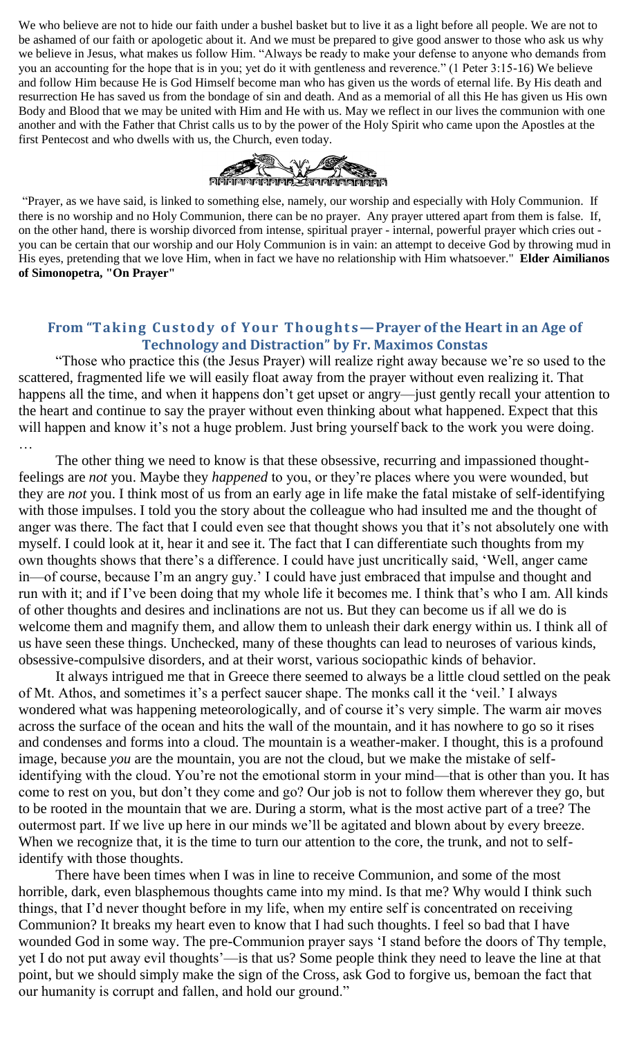We who believe are not to hide our faith under a bushel basket but to live it as a light before all people. We are not to be ashamed of our faith or apologetic about it. And we must be prepared to give good answer to those who ask us why we believe in Jesus, what makes us follow Him. "Always be ready to make your defense to anyone who demands from you an accounting for the hope that is in you; yet do it with gentleness and reverence." (1 Peter 3:15-16) We believe and follow Him because He is God Himself become man who has given us the words of eternal life. By His death and resurrection He has saved us from the bondage of sin and death. And as a memorial of all this He has given us His own Body and Blood that we may be united with Him and He with us. May we reflect in our lives the communion with one another and with the Father that Christ calls us to by the power of the Holy Spirit who came upon the Apostles at the first Pentecost and who dwells with us, the Church, even today.

"Prayer, as we have said, is linked to something else, namely, our worship and especially with Holy Communion. If there is no worship and no Holy Communion, there can be no prayer. Any prayer uttered apart from them is false. If, on the other hand, there is worship divorced from intense, spiritual prayer - internal, powerful prayer which cries out - you can be certain that our worship and our Holy Communion is in vain: an attempt to deceive God by throwing mud in His eyes, pretending that we love Him, when in fact we have no relationship with Him whatsoever." **Elder Aimilianos of Simonopetra, "On Prayer"**

## From "Taking Custody of Your Thoughts—Prayer of the Heart in an Age of Technology and Distraction" by Fr. Maximos Constas

"Those who practice this (the Jesus Prayer) will realize right away because we're so used to the scattered, fragmented life we will easily float away from the prayer without even realizing it. That happens all the time, and when it happens don't get upset or angry—just gently recall your attention to the heart and continue to say the prayer without even thinking about what happened. Expect that this will happen and know it's not a huge problem. Just bring yourself back to the work you were doing. …

The other thing we need to know is that these obsessive, recurring and impassioned thought-feelings are *not* you. Maybe they *happened* to you, or they're places where you were wounded, but they are *not* you. I think most of us from an early age in life make the fatal mistake of self-identifying with those impulses. I told you the story about the colleague who had insulted me and the thought of anger was there. The fact that I could even see that thought shows you that it's not absolutely one with myself. I could look at it, hear it and see it. The fact that I can differentiate such thoughts from my own thoughts shows that there's a difference. I could have just uncritically said, 'Well, anger came in—of course, because I'm an angry guy.' I could have just embraced that impulse and thought and run with it; and if I've been doing that my whole life it becomes me. I think that's who I am. All kinds of other thoughts and desires and inclinations are not us. But they can become us if all we do is welcome them and magnify them, and allow them to unleash their dark energy within us. I think all of us have seen these things. Unchecked, many of these thoughts can lead to neuroses of various kinds, obsessive-compulsive disorders, and at their worst, various sociopathic kinds of behavior.

It always intrigued me that in Greece there seemed to always be a little cloud settled on the peak of Mt. Athos, and sometimes it's a perfect saucer shape. The monks call it the 'veil.' I always wondered what was happening meteorologically, and of course it's very simple. The warm air moves across the surface of the ocean and hits the wall of the mountain, and it has nowhere to go so it rises and condenses and forms into a cloud. The mountain is a weather-maker. I thought, this is a profound image, because *you* are the mountain, you are not the cloud, but we make the mistake of self-identifying with the cloud. You're not the emotional storm in your mind—that is other than you. It has come to rest on you, but don't they come and go? Our job is not to follow them wherever they go, but to be rooted in the mountain that we are. During a storm, what is the most active part of a tree? The outermost part. If we live up here in our minds we'll be agitated and blown about by every breeze. When we recognize that, it is the time to turn our attention to the core, the trunk, and not to self-identify with those thoughts.

There have been times when I was in line to receive Communion, and some of the most horrible, dark, even blasphemous thoughts came into my mind. Is that me? Why would I think such things, that I'd never thought before in my life, when my entire self is concentrated on receiving Communion? It breaks my heart even to know that I had such thoughts. I feel so bad that I have wounded God in some way. The pre-Communion prayer says 'I stand before the doors of Thy temple, yet I do not put away evil thoughts'—is that us? Some people think they need to leave the line at that point, but we should simply make the sign of the Cross, ask God to forgive us, bemoan the fact that our humanity is corrupt and fallen, and hold our ground."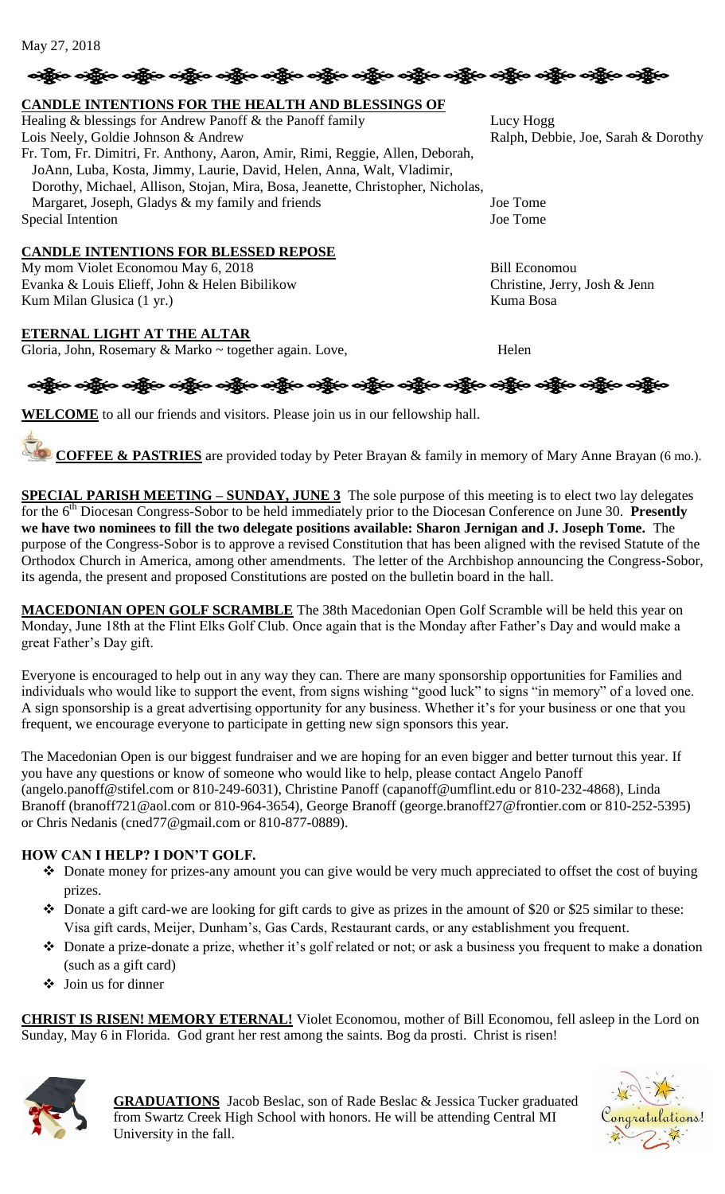May 27, 2018

## CANDLE INTENTIONS FOR THE HEALTH AND BLESSINGS OF

| | |
|---|---|
| Healing & blessings for Andrew Panoff & the Panoff family | Lucy Hogg |
| Lois Neely, Goldie Johnson & Andrew | Ralph, Debbie, Joe, Sarah & Dorothy |
| Fr. Tom, Fr. Dimitri, Fr. Anthony, Aaron, Amir, Rimi, Reggie, Allen, Deborah, JoAnn, Luba, Kosta, Jimmy, Laurie, David, Helen, Anna, Walt, Vladimir, Dorothy, Michael, Allison, Stojan, Mira, Bosa, Jeanette, Christopher, Nicholas, Margaret, Joseph, Gladys & my family and friends | Joe Tome |
| Special Intention | Joe Tome |

## CANDLE INTENTIONS FOR BLESSED REPOSE

| | |
|---|---|
| My mom Violet Economou May 6, 2018 | Bill Economou |
| Evanka & Louis Elieff, John & Helen Bibilikow | Christine, Jerry, Josh & Jenn |
| Kum Milan Glusica (1 yr.) | Kuma Bosa |

## ETERNAL LIGHT AT THE ALTAR

| | |
|---|---|
| Gloria, John, Rosemary & Marko ~ together again. Love, | Helen |

**WELCOME** to all our friends and visitors. Please join us in our fellowship hall.

**COFFEE & PASTRIES** are provided today by Peter Brayan & family in memory of Mary Anne Brayan (6 mo.).

**SPECIAL PARISH MEETING – SUNDAY, JUNE 3** The sole purpose of this meeting is to elect two lay delegates for the 6th Diocesan Congress-Sobor to be held immediately prior to the Diocesan Conference on June 30. **Presently we have two nominees to fill the two delegate positions available: Sharon Jernigan and J. Joseph Tome.** The purpose of the Congress-Sobor is to approve a revised Constitution that has been aligned with the revised Statute of the Orthodox Church in America, among other amendments. The letter of the Archbishop announcing the Congress-Sobor, its agenda, the present and proposed Constitutions are posted on the bulletin board in the hall.

**MACEDONIAN OPEN GOLF SCRAMBLE** The 38th Macedonian Open Golf Scramble will be held this year on Monday, June 18th at the Flint Elks Golf Club. Once again that is the Monday after Father's Day and would make a great Father's Day gift.

Everyone is encouraged to help out in any way they can. There are many sponsorship opportunities for Families and individuals who would like to support the event, from signs wishing "good luck" to signs "in memory" of a loved one. A sign sponsorship is a great advertising opportunity for any business. Whether it's for your business or one that you frequent, we encourage everyone to participate in getting new sign sponsors this year.

The Macedonian Open is our biggest fundraiser and we are hoping for an even bigger and better turnout this year. If you have any questions or know of someone who would like to help, please contact Angelo Panoff (angelo.panoff@stifel.com or 810-249-6031), Christine Panoff (capanoff@umflint.edu or 810-232-4868), Linda Branoff (branoff721@aol.com or 810-964-3654), George Branoff (george.branoff27@frontier.com or 810-252-5395) or Chris Nedanis (cned77@gmail.com or 810-877-0889).

### HOW CAN I HELP? I DON'T GOLF.

- Donate money for prizes-any amount you can give would be very much appreciated to offset the cost of buying prizes.
- Donate a gift card-we are looking for gift cards to give as prizes in the amount of $20 or $25 similar to these: Visa gift cards, Meijer, Dunham's, Gas Cards, Restaurant cards, or any establishment you frequent.
- Donate a prize-donate a prize, whether it's golf related or not; or ask a business you frequent to make a donation (such as a gift card)
- Join us for dinner

**CHRIST IS RISEN! MEMORY ETERNAL!** Violet Economou, mother of Bill Economou, fell asleep in the Lord on Sunday, May 6 in Florida. God grant her rest among the saints. Bog da prosti. Christ is risen!

**GRADUATIONS** Jacob Beslac, son of Rade Beslac & Jessica Tucker graduated from Swartz Creek High School with honors. He will be attending Central MI University in the fall.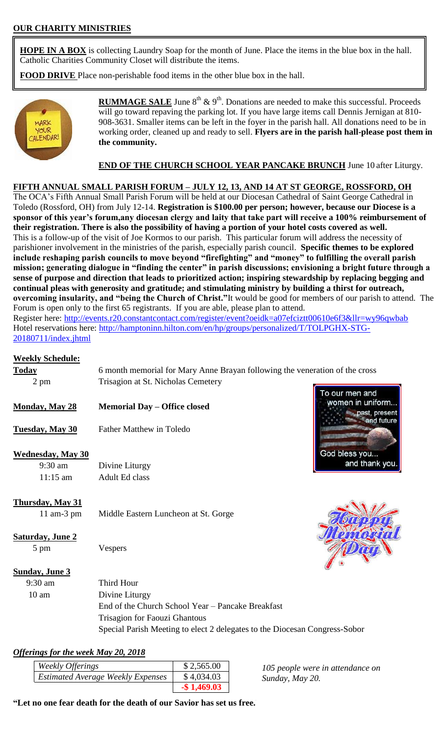## OUR CHARITY MINISTRIES

**HOPE IN A BOX** is collecting Laundry Soap for the month of June. Place the items in the blue box in the hall. Catholic Charities Community Closet will distribute the items.

**FOOD DRIVE** Place non-perishable food items in the other blue box in the hall.

**RUMMAGE SALE** June 8th & 9th. Donations are needed to make this successful. Proceeds will go toward repaving the parking lot. If you have large items call Dennis Jernigan at 810-908-3631. Smaller items can be left in the foyer in the parish hall. All donations need to be in working order, cleaned up and ready to sell. **Flyers are in the parish hall-please post them in the community.**

**END OF THE CHURCH SCHOOL YEAR PANCAKE BRUNCH** June 10 after Liturgy.

## FIFTH ANNUAL SMALL PARISH FORUM – JULY 12, 13, AND 14 AT ST GEORGE, ROSSFORD, OH

The OCA's Fifth Annual Small Parish Forum will be held at our Diocesan Cathedral of Saint George Cathedral in Toledo (Rossford, OH) from July 12-14. **Registration is $100.00 per person; however, because our Diocese is a sponsor of this year's forum,any diocesan clergy and laity that take part will receive a 100% reimbursement of their registration. There is also the possibility of having a portion of your hotel costs covered as well.** This is a follow-up of the visit of Joe Kormos to our parish. This particular forum will address the necessity of parishioner involvement in the ministries of the parish, especially parish council. **Specific themes to be explored include reshaping parish councils to move beyond "firefighting" and "money" to fulfilling the overall parish mission; generating dialogue in "finding the center" in parish discussions; envisioning a bright future through a sense of purpose and direction that leads to prioritized action; inspiring stewardship by replacing begging and continual pleas with generosity and gratitude; and stimulating ministry by building a thirst for outreach, overcoming insularity, and "being the Church of Christ."**It would be good for members of our parish to attend. The Forum is open only to the first 65 registrants. If you are able, please plan to attend.

Register here: http://events.r20.constantcontact.com/register/event?oeidk=a07efciztt00610e6f3&llr=wy96qwbab

Hotel reservations here: http://hamptoninn.hilton.com/en/hp/groups/personalized/T/TOLPGHX-STG-20180711/index.jhtml

## Weekly Schedule:

**Today** 6 month memorial for Mary Anne Brayan following the veneration of the cross

2 pm Trisagion at St. Nicholas Cemetery

**Monday, May 28** **Memorial Day – Office closed**

**Tuesday, May 30** Father Matthew in Toledo

**Wednesday, May 30**

9:30 am Divine Liturgy

11:15 am Adult Ed class

**Thursday, May 31**

11 am-3 pm Middle Eastern Luncheon at St. Gorge

**Saturday, June 2**

5 pm Vespers

**Sunday, June 3**

9:30 am Third Hour

10 am Divine Liturgy

End of the Church School Year – Pancake Breakfast

Trisagion for Faouzi Ghantous

Special Parish Meeting to elect 2 delegates to the Diocesan Congress-Sobor

To our men and women in uniform... past, present and future

God bless you... and thank you.

Happy Memorial Day

### *Offerings for the week May 20, 2018*

| | |
|---|---|
| *Weekly Offerings* | $ 2,565.00 |
| *Estimated Average Weekly Expenses* | $ 4,034.03 |
| | **-$ 1,469.03** |

*105 people were in attendance on Sunday, May 20.*

**"Let no one fear death for the death of our Savior has set us free.**